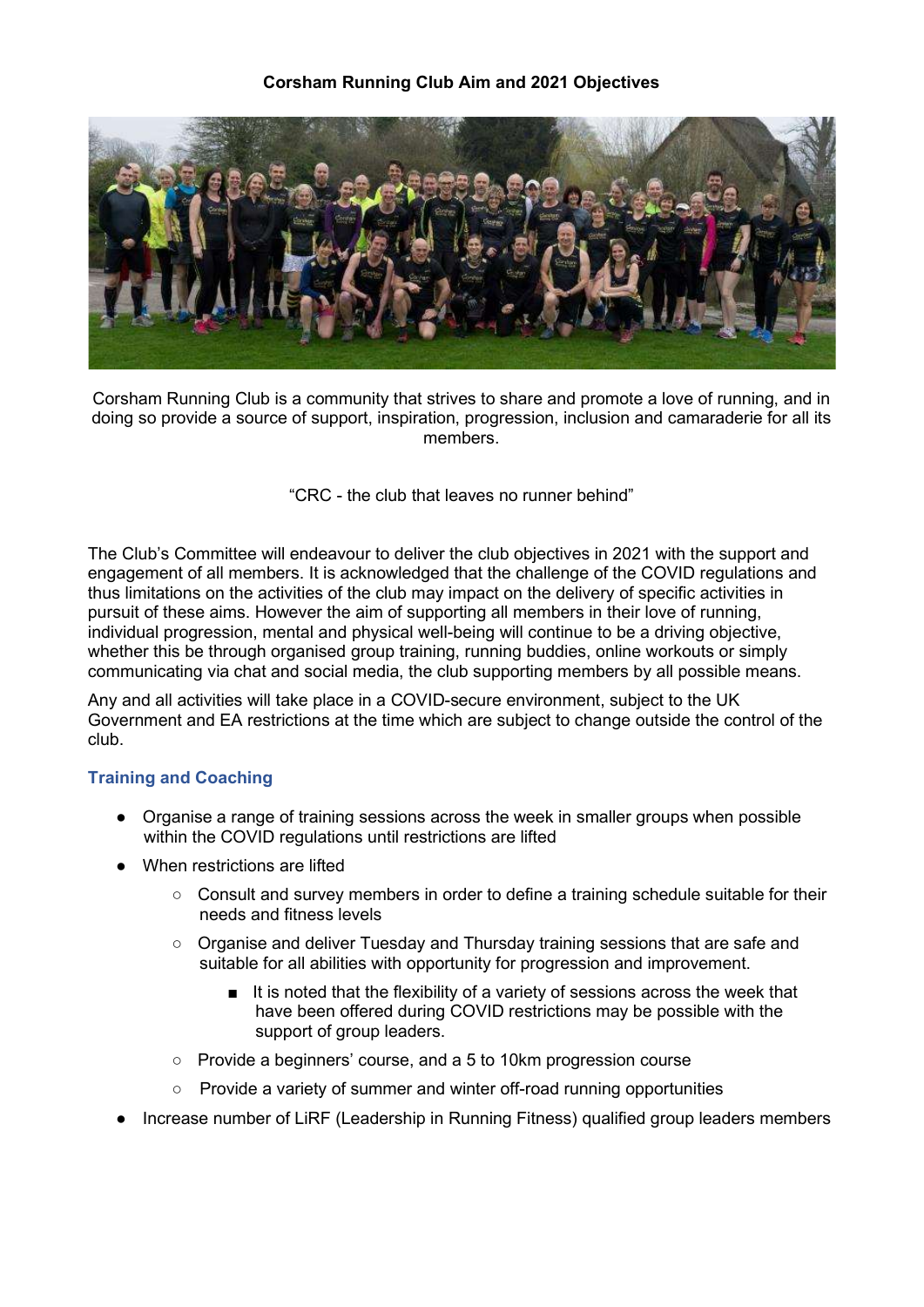# Corsham Running Club Aim and 2021 Objectives

Corsham Running Club is a community that strives to share and promote a love of running, and in doing so provide a source of support, inspiration, progression, inclusion and camaraderie for all its members.

"CRC - the club that leaves no runner behind"

The Club's Committee will endeavour to deliver the club objectives in 2021 with the support and engagement of all members. It is acknowledged that the challenge of the COVID regulations and thus limitations on the activities of the club may impact on the delivery of specific activities in pursuit of these aims. However the aim of supporting all members in their love of running, individual progression, mental and physical well-being will continue to be a driving objective, whether this be through organised group training, running buddies, online workouts or simply communicating via chat and social media, the club supporting members by all possible means.

Any and all activities will take place in a COVID-secure environment, subject to the UK Government and EA restrictions at the time which are subject to change outside the control of the club.

## Training and Coaching

- Organise a range of training sessions across the week in smaller groups when possible within the COVID regulations until restrictions are lifted
- When restrictions are lifted
  - Consult and survey members in order to define a training schedule suitable for their needs and fitness levels
  - Organise and deliver Tuesday and Thursday training sessions that are safe and suitable for all abilities with opportunity for progression and improvement.
    - It is noted that the flexibility of a variety of sessions across the week that have been offered during COVID restrictions may be possible with the support of group leaders.
  - Provide a beginners' course, and a 5 to 10km progression course
  - Provide a variety of summer and winter off-road running opportunities
- Increase number of LiRF (Leadership in Running Fitness) qualified group leaders members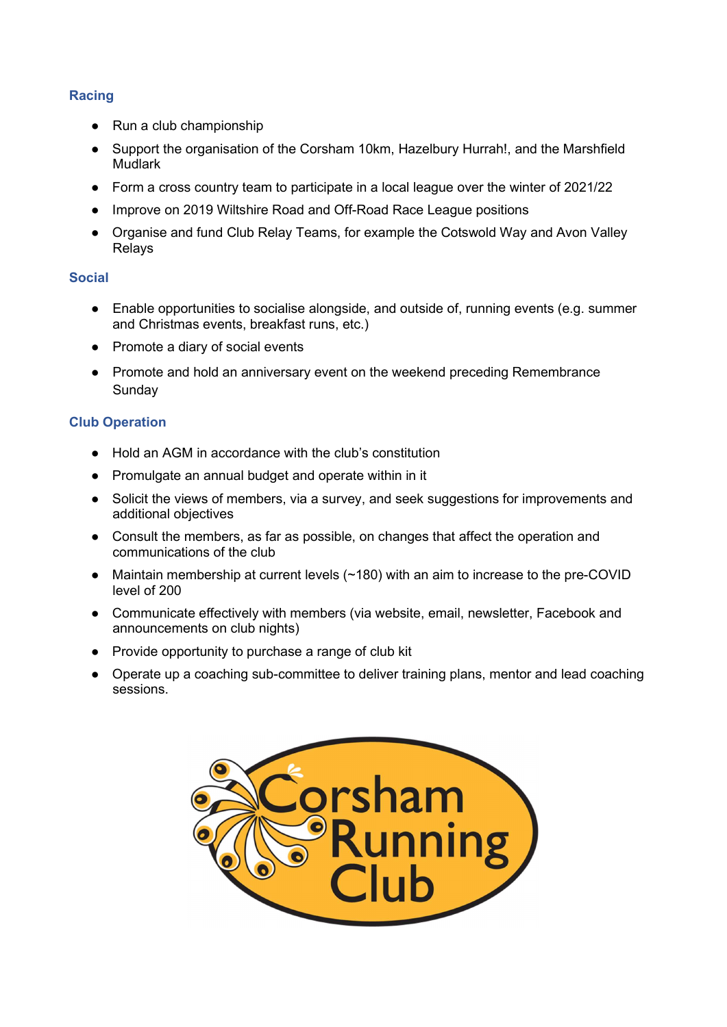## Racing

- Run a club championship
- Support the organisation of the Corsham 10km, Hazelbury Hurrah!, and the Marshfield Mudlark
- Form a cross country team to participate in a local league over the winter of 2021/22
- Improve on 2019 Wiltshire Road and Off-Road Race League positions
- Organise and fund Club Relay Teams, for example the Cotswold Way and Avon Valley Relays

## Social

- Enable opportunities to socialise alongside, and outside of, running events (e.g. summer and Christmas events, breakfast runs, etc.)
- Promote a diary of social events
- Promote and hold an anniversary event on the weekend preceding Remembrance Sunday

## Club Operation

- Hold an AGM in accordance with the club's constitution
- Promulgate an annual budget and operate within in it
- Solicit the views of members, via a survey, and seek suggestions for improvements and additional objectives
- Consult the members, as far as possible, on changes that affect the operation and communications of the club
- Maintain membership at current levels (~180) with an aim to increase to the pre-COVID level of 200
- Communicate effectively with members (via website, email, newsletter, Facebook and announcements on club nights)
- Provide opportunity to purchase a range of club kit
- Operate up a coaching sub-committee to deliver training plans, mentor and lead coaching sessions.

Corsham Running Club